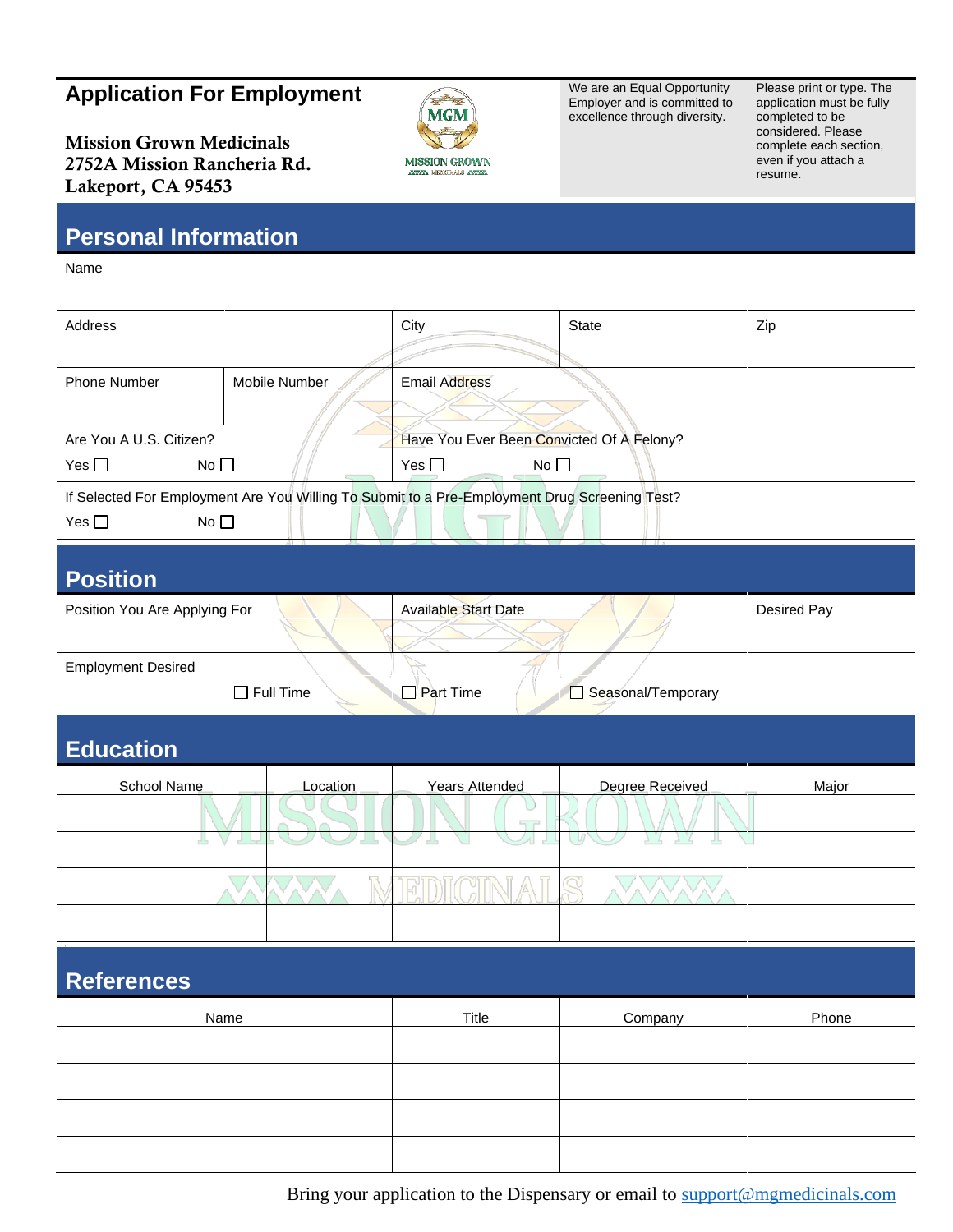# Application For Employment

**Mission Grown Medicinals**
**2752A Mission Rancheria Rd.**
**Lakeport, CA 95453**

We are an Equal Opportunity Employer and is committed to excellence through diversity.

Please print or type. The application must be fully completed to be considered. Please complete each section, even if you attach a resume.

## Personal Information

Name

| Address | | City | State | Zip |
|---|---|---|---|---|
| | | | | |

| Phone Number | Mobile Number | Email Address |
|---|---|---|
| | | |

Are You A U.S. Citizen?
Yes ☐ No ☐

Have You Ever Been Convicted Of A Felony?
Yes ☐ No ☐

If Selected For Employment Are You Willing To Submit to a Pre-Employment Drug Screening Test?
Yes ☐ No ☐

## Position

| Position You Are Applying For | Available Start Date | Desired Pay |
|---|---|---|
| | | |

Employment Desired

☐ Full Time ☐ Part Time ☐ Seasonal/Temporary

## Education

| School Name | Location | Years Attended | Degree Received | Major |
|---|---|---|---|---|
| | | | | |
| | | | | |
| | | | | |
| | | | | |

## References

| Name | Title | Company | Phone |
|---|---|---|---|
| | | | |
| | | | |
| | | | |
| | | | |

Bring your application to the Dispensary or email to support@mgmedicinals.com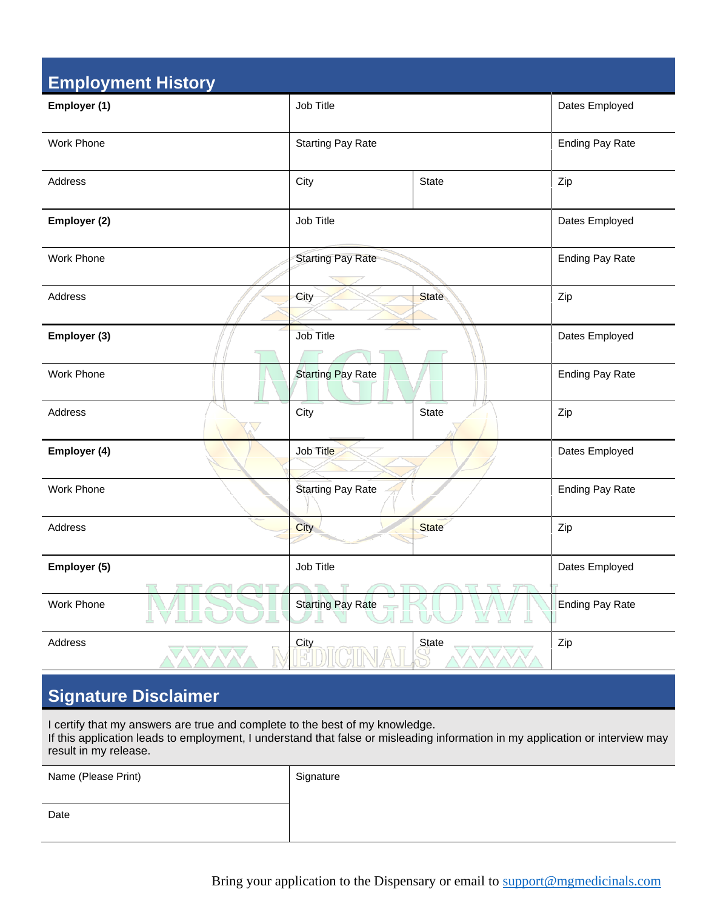## Employment History

| | | | |
|---|---|---|---|
| **Employer (1)** | Job Title | | Dates Employed |
| Work Phone | Starting Pay Rate | | Ending Pay Rate |
| Address | City | State | Zip |
| **Employer (2)** | Job Title | | Dates Employed |
| Work Phone | Starting Pay Rate | | Ending Pay Rate |
| Address | City | State | Zip |
| **Employer (3)** | Job Title | | Dates Employed |
| Work Phone | Starting Pay Rate | | Ending Pay Rate |
| Address | City | State | Zip |
| **Employer (4)** | Job Title | | Dates Employed |
| Work Phone | Starting Pay Rate | | Ending Pay Rate |
| Address | City | State | Zip |
| **Employer (5)** | Job Title | | Dates Employed |
| Work Phone | Starting Pay Rate | | Ending Pay Rate |
| Address | City | State | Zip |

## Signature Disclaimer

I certify that my answers are true and complete to the best of my knowledge.
If this application leads to employment, I understand that false or misleading information in my application or interview may result in my release.

| | |
|---|---|
| Name (Please Print) | Signature |
| Date | |

Bring your application to the Dispensary or email to support@mgmedicinals.com